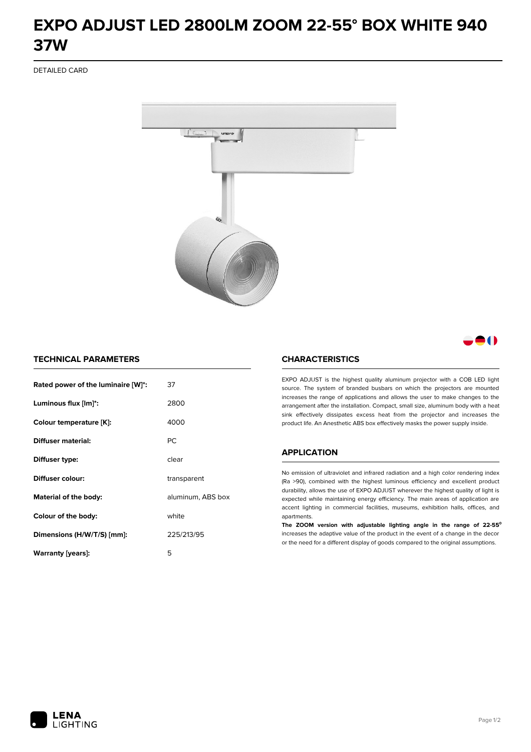# EXPO ADJUST LED 2800LM ZOOM 22-55° BOX WHITE 940 37W

DETAILED CARD

## TECHNICAL PARAMETERS

| | |
|---|---|
| **Rated power of the luminaire [W]*:** | 37 |
| **Luminous flux [lm]*:** | 2800 |
| **Colour temperature [K]:** | 4000 |
| **Diffuser material:** | PC |
| **Diffuser type:** | clear |
| **Diffuser colour:** | transparent |
| **Material of the body:** | aluminum, ABS box |
| **Colour of the body:** | white |
| **Dimensions (H/W/T/S) [mm]:** | 225/213/95 |
| **Warranty [years]:** | 5 |

## CHARACTERISTICS

EXPO ADJUST is the highest quality aluminum projector with a COB LED light source. The system of branded busbars on which the projectors are mounted increases the range of applications and allows the user to make changes to the arrangement after the installation. Compact, small size, aluminum body with a heat sink effectively dissipates excess heat from the projector and increases the product life. An Anesthetic ABS box effectively masks the power supply inside.

## APPLICATION

No emission of ultraviolet and infrared radiation and a high color rendering index (Ra >90), combined with the highest luminous efficiency and excellent product durability, allows the use of EXPO ADJUST wherever the highest quality of light is expected while maintaining energy efficiency. The main areas of application are accent lighting in commercial facilities, museums, exhibition halls, offices, and apartments.

**The ZOOM version with adjustable lighting angle in the range of 22-55°** increases the adaptive value of the product in the event of a change in the decor or the need for a different display of goods compared to the original assumptions.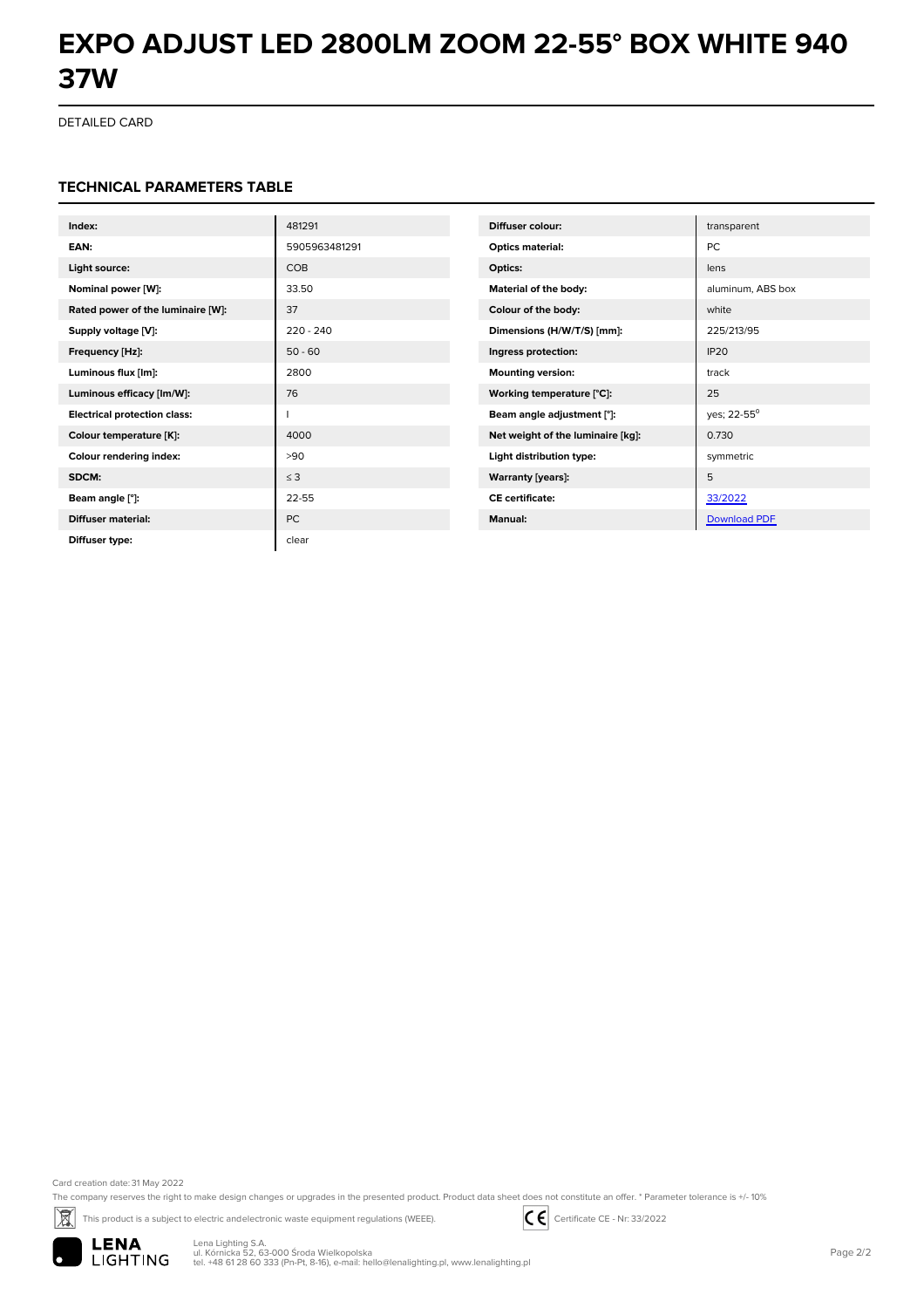# EXPO ADJUST LED 2800LM ZOOM 22-55° BOX WHITE 940 37W

DETAILED CARD

### TECHNICAL PARAMETERS TABLE

| | |
|---|---|
| **Index:** | 481291 |
| **EAN:** | 5905963481291 |
| **Light source:** | COB |
| **Nominal power [W]:** | 33.50 |
| **Rated power of the luminaire [W]:** | 37 |
| **Supply voltage [V]:** | 220 - 240 |
| **Frequency [Hz]:** | 50 - 60 |
| **Luminous flux [lm]:** | 2800 |
| **Luminous efficacy [lm/W]:** | 76 |
| **Electrical protection class:** | I |
| **Colour temperature [K]:** | 4000 |
| **Colour rendering index:** | >90 |
| **SDCM:** | ≤ 3 |
| **Beam angle [°]:** | 22-55 |
| **Diffuser material:** | PC |
| **Diffuser type:** | clear |
| **Diffuser colour:** | transparent |
| **Optics material:** | PC |
| **Optics:** | lens |
| **Material of the body:** | aluminum, ABS box |
| **Colour of the body:** | white |
| **Dimensions (H/W/T/S) [mm]:** | 225/213/95 |
| **Ingress protection:** | IP20 |
| **Mounting version:** | track |
| **Working temperature [°C]:** | 25 |
| **Beam angle adjustment [°]:** | yes; 22-55° |
| **Net weight of the luminaire [kg]:** | 0.730 |
| **Light distribution type:** | symmetric |
| **Warranty [years]:** | 5 |
| **CE certificate:** | 33/2022 |
| **Manual:** | Download PDF |

Card creation date: 31 May 2022

The company reserves the right to make design changes or upgrades in the presented product. Product data sheet does not constitute an offer. * Parameter tolerance is +/- 10%

This product is a subject to electric andelectronic waste equipment regulations (WEEE).

Certificate CE - Nr: 33/2022

Lena Lighting S.A.
ul. Kórnicka 52, 63-000 Środa Wielkopolska
tel. +48 61 28 60 333 (Pn-Pt, 8-16), e-mail: hello@lenalighting.pl, www.lenalighting.pl